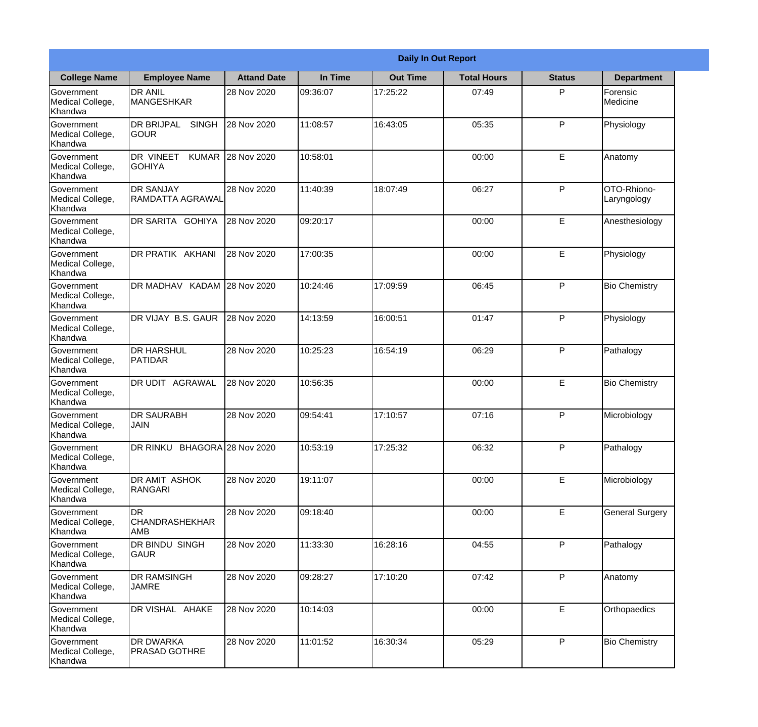| Daily In Out Report | | | | | | | |
|---|---|---|---|---|---|---|---|
| **College Name** | **Employee Name** | **Attand Date** | **In Time** | **Out Time** | **Total Hours** | **Status** | **Department** |
| Government Medical College, Khandwa | DR ANIL MANGESHKAR | 28 Nov 2020 | 09:36:07 | 17:25:22 | 07:49 | P | Forensic Medicine |
| Government Medical College, Khandwa | DR BRIJPAL SINGH GOUR | 28 Nov 2020 | 11:08:57 | 16:43:05 | 05:35 | P | Physiology |
| Government Medical College, Khandwa | DR VINEET KUMAR GOHIYA | 28 Nov 2020 | 10:58:01 | | 00:00 | E | Anatomy |
| Government Medical College, Khandwa | DR SANJAY RAMDATTA AGRAWAL | 28 Nov 2020 | 11:40:39 | 18:07:49 | 06:27 | P | OTO-Rhiono-Laryngology |
| Government Medical College, Khandwa | DR SARITA GOHIYA | 28 Nov 2020 | 09:20:17 | | 00:00 | E | Anesthesiology |
| Government Medical College, Khandwa | DR PRATIK AKHANI | 28 Nov 2020 | 17:00:35 | | 00:00 | E | Physiology |
| Government Medical College, Khandwa | DR MADHAV KADAM | 28 Nov 2020 | 10:24:46 | 17:09:59 | 06:45 | P | Bio Chemistry |
| Government Medical College, Khandwa | DR VIJAY B.S. GAUR | 28 Nov 2020 | 14:13:59 | 16:00:51 | 01:47 | P | Physiology |
| Government Medical College, Khandwa | DR HARSHUL PATIDAR | 28 Nov 2020 | 10:25:23 | 16:54:19 | 06:29 | P | Pathalogy |
| Government Medical College, Khandwa | DR UDIT AGRAWAL | 28 Nov 2020 | 10:56:35 | | 00:00 | E | Bio Chemistry |
| Government Medical College, Khandwa | DR SAURABH JAIN | 28 Nov 2020 | 09:54:41 | 17:10:57 | 07:16 | P | Microbiology |
| Government Medical College, Khandwa | DR RINKU BHAGORA | 28 Nov 2020 | 10:53:19 | 17:25:32 | 06:32 | P | Pathalogy |
| Government Medical College, Khandwa | DR AMIT ASHOK RANGARI | 28 Nov 2020 | 19:11:07 | | 00:00 | E | Microbiology |
| Government Medical College, Khandwa | DR CHANDRASHEKHAR AMB | 28 Nov 2020 | 09:18:40 | | 00:00 | E | General Surgery |
| Government Medical College, Khandwa | DR BINDU SINGH GAUR | 28 Nov 2020 | 11:33:30 | 16:28:16 | 04:55 | P | Pathalogy |
| Government Medical College, Khandwa | DR RAMSINGH JAMRE | 28 Nov 2020 | 09:28:27 | 17:10:20 | 07:42 | P | Anatomy |
| Government Medical College, Khandwa | DR VISHAL AHAKE | 28 Nov 2020 | 10:14:03 | | 00:00 | E | Orthopaedics |
| Government Medical College, Khandwa | DR DWARKA PRASAD GOTHRE | 28 Nov 2020 | 11:01:52 | 16:30:34 | 05:29 | P | Bio Chemistry |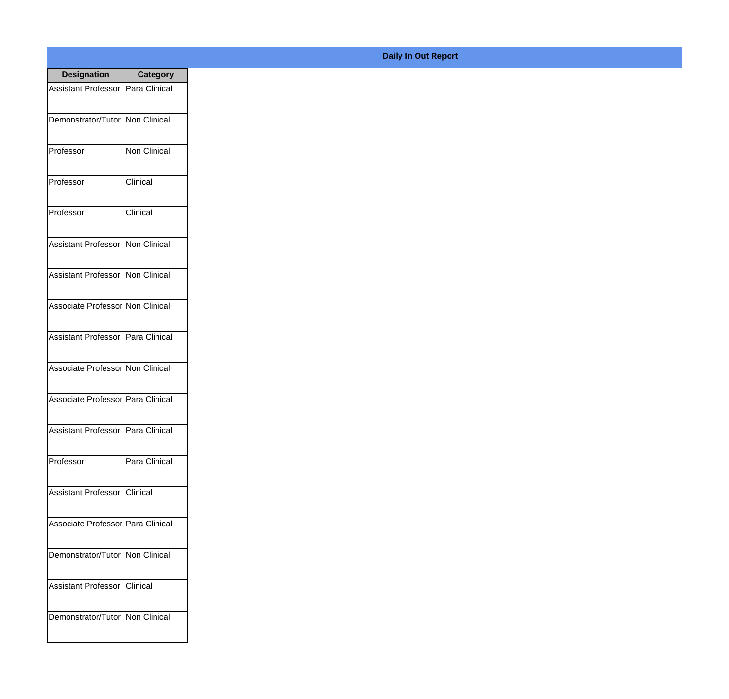**Daily In Out Report**

| Designation | Category |
| --- | --- |
| Assistant Professor | Para Clinical |
| Demonstrator/Tutor | Non Clinical |
| Professor | Non Clinical |
| Professor | Clinical |
| Professor | Clinical |
| Assistant Professor | Non Clinical |
| Assistant Professor | Non Clinical |
| Associate Professor | Non Clinical |
| Assistant Professor | Para Clinical |
| Associate Professor | Non Clinical |
| Associate Professor | Para Clinical |
| Assistant Professor | Para Clinical |
| Professor | Para Clinical |
| Assistant Professor | Clinical |
| Associate Professor | Para Clinical |
| Demonstrator/Tutor | Non Clinical |
| Assistant Professor | Clinical |
| Demonstrator/Tutor | Non Clinical |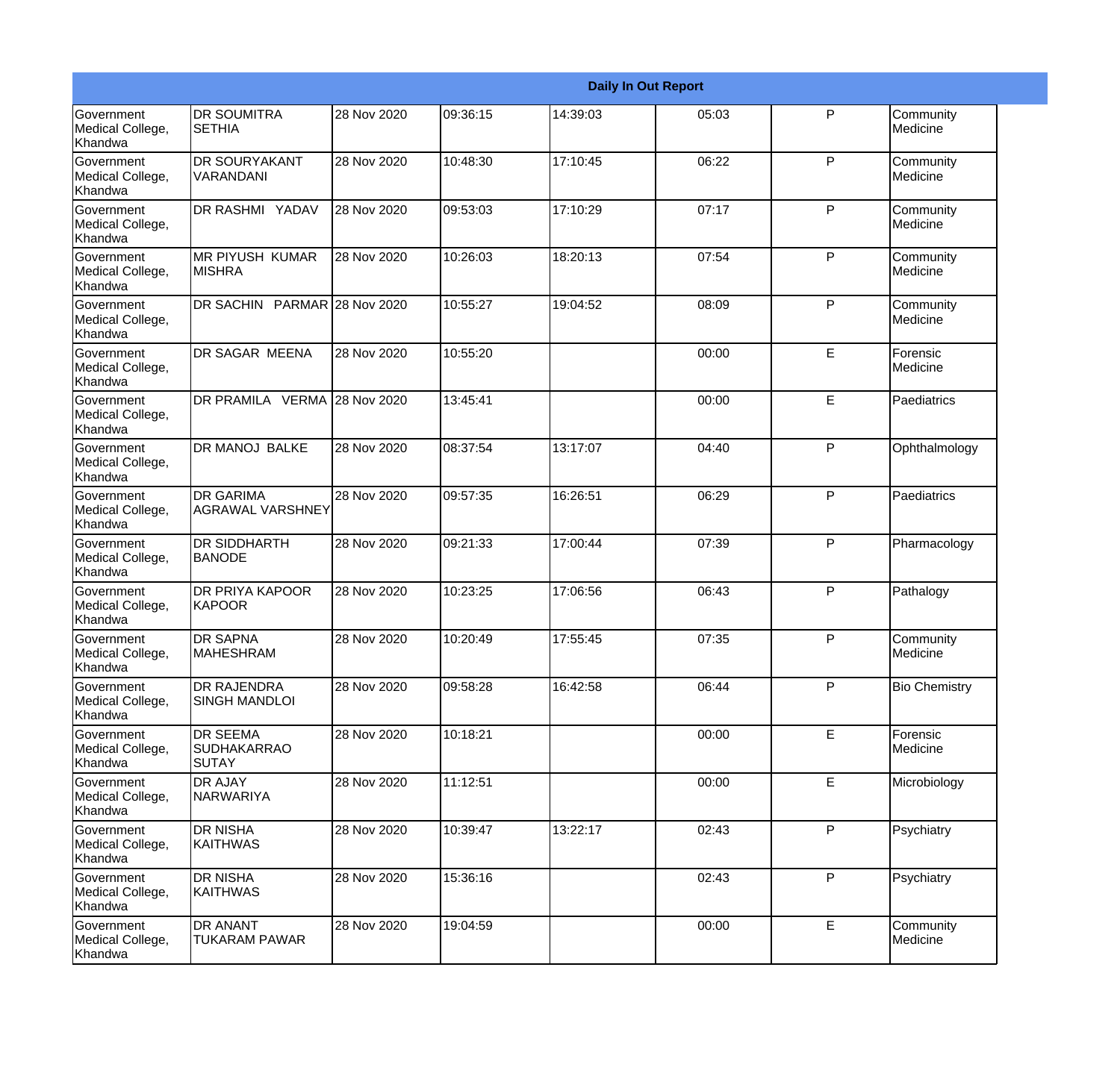| Daily In Out Report | | | | | | | |
|---|---|---|---|---|---|---|---|
| Government Medical College, Khandwa | DR SOUMITRA SETHIA | 28 Nov 2020 | 09:36:15 | 14:39:03 | 05:03 | P | Community Medicine |
| Government Medical College, Khandwa | DR SOURYAKANT VARANDANI | 28 Nov 2020 | 10:48:30 | 17:10:45 | 06:22 | P | Community Medicine |
| Government Medical College, Khandwa | DR RASHMI YADAV | 28 Nov 2020 | 09:53:03 | 17:10:29 | 07:17 | P | Community Medicine |
| Government Medical College, Khandwa | MR PIYUSH KUMAR MISHRA | 28 Nov 2020 | 10:26:03 | 18:20:13 | 07:54 | P | Community Medicine |
| Government Medical College, Khandwa | DR SACHIN PARMAR | 28 Nov 2020 | 10:55:27 | 19:04:52 | 08:09 | P | Community Medicine |
| Government Medical College, Khandwa | DR SAGAR MEENA | 28 Nov 2020 | 10:55:20 | | 00:00 | E | Forensic Medicine |
| Government Medical College, Khandwa | DR PRAMILA VERMA | 28 Nov 2020 | 13:45:41 | | 00:00 | E | Paediatrics |
| Government Medical College, Khandwa | DR MANOJ BALKE | 28 Nov 2020 | 08:37:54 | 13:17:07 | 04:40 | P | Ophthalmology |
| Government Medical College, Khandwa | DR GARIMA AGRAWAL VARSHNEY | 28 Nov 2020 | 09:57:35 | 16:26:51 | 06:29 | P | Paediatrics |
| Government Medical College, Khandwa | DR SIDDHARTH BANODE | 28 Nov 2020 | 09:21:33 | 17:00:44 | 07:39 | P | Pharmacology |
| Government Medical College, Khandwa | DR PRIYA KAPOOR KAPOOR | 28 Nov 2020 | 10:23:25 | 17:06:56 | 06:43 | P | Pathalogy |
| Government Medical College, Khandwa | DR SAPNA MAHESHRAM | 28 Nov 2020 | 10:20:49 | 17:55:45 | 07:35 | P | Community Medicine |
| Government Medical College, Khandwa | DR RAJENDRA SINGH MANDLOI | 28 Nov 2020 | 09:58:28 | 16:42:58 | 06:44 | P | Bio Chemistry |
| Government Medical College, Khandwa | DR SEEMA SUDHAKARRAO SUTAY | 28 Nov 2020 | 10:18:21 | | 00:00 | E | Forensic Medicine |
| Government Medical College, Khandwa | DR AJAY NARWARIYA | 28 Nov 2020 | 11:12:51 | | 00:00 | E | Microbiology |
| Government Medical College, Khandwa | DR NISHA KAITHWAS | 28 Nov 2020 | 10:39:47 | 13:22:17 | 02:43 | P | Psychiatry |
| Government Medical College, Khandwa | DR NISHA KAITHWAS | 28 Nov 2020 | 15:36:16 | | 02:43 | P | Psychiatry |
| Government Medical College, Khandwa | DR ANANT TUKARAM PAWAR | 28 Nov 2020 | 19:04:59 | | 00:00 | E | Community Medicine |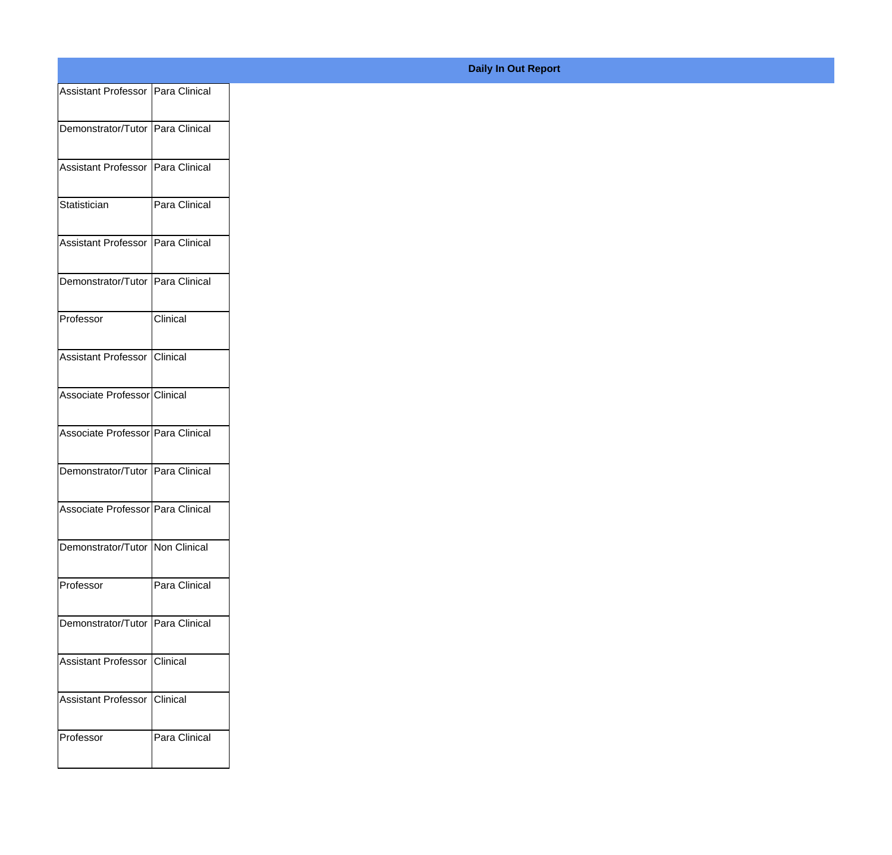**Daily In Out Report**

| | |
|---|---|
| Assistant Professor | Para Clinical |
| Demonstrator/Tutor | Para Clinical |
| Assistant Professor | Para Clinical |
| Statistician | Para Clinical |
| Assistant Professor | Para Clinical |
| Demonstrator/Tutor | Para Clinical |
| Professor | Clinical |
| Assistant Professor | Clinical |
| Associate Professor | Clinical |
| Associate Professor | Para Clinical |
| Demonstrator/Tutor | Para Clinical |
| Associate Professor | Para Clinical |
| Demonstrator/Tutor | Non Clinical |
| Professor | Para Clinical |
| Demonstrator/Tutor | Para Clinical |
| Assistant Professor | Clinical |
| Assistant Professor | Clinical |
| Professor | Para Clinical |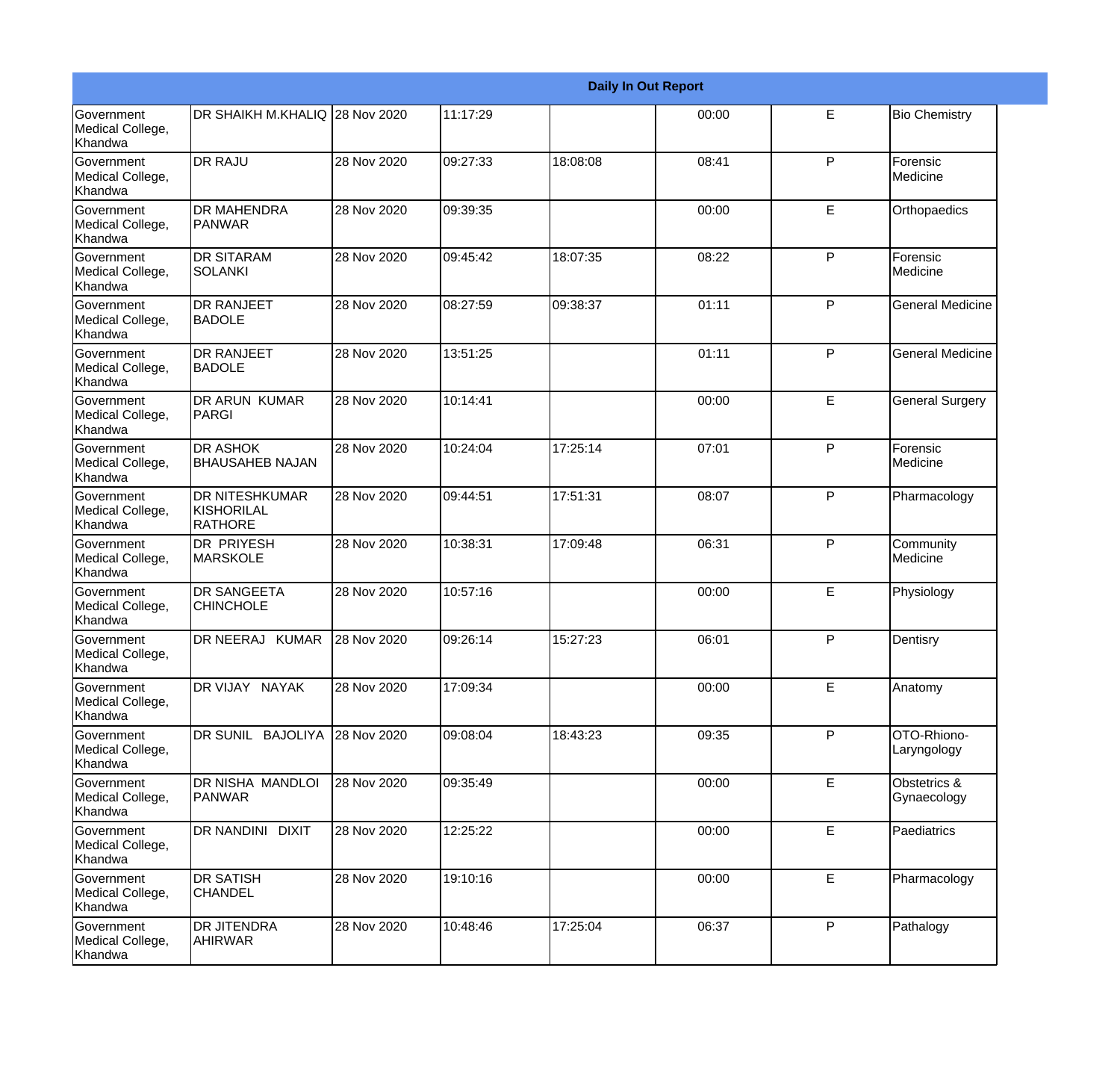| Daily In Out Report | | | | | | | |
|---|---|---|---|---|---|---|---|
| Government Medical College, Khandwa | DR SHAIKH M.KHALIQ | 28 Nov 2020 | 11:17:29 | | 00:00 | E | Bio Chemistry |
| Government Medical College, Khandwa | DR RAJU | 28 Nov 2020 | 09:27:33 | 18:08:08 | 08:41 | P | Forensic Medicine |
| Government Medical College, Khandwa | DR MAHENDRA PANWAR | 28 Nov 2020 | 09:39:35 | | 00:00 | E | Orthopaedics |
| Government Medical College, Khandwa | DR SITARAM SOLANKI | 28 Nov 2020 | 09:45:42 | 18:07:35 | 08:22 | P | Forensic Medicine |
| Government Medical College, Khandwa | DR RANJEET BADOLE | 28 Nov 2020 | 08:27:59 | 09:38:37 | 01:11 | P | General Medicine |
| Government Medical College, Khandwa | DR RANJEET BADOLE | 28 Nov 2020 | 13:51:25 | | 01:11 | P | General Medicine |
| Government Medical College, Khandwa | DR ARUN KUMAR PARGI | 28 Nov 2020 | 10:14:41 | | 00:00 | E | General Surgery |
| Government Medical College, Khandwa | DR ASHOK BHAUSAHEB NAJAN | 28 Nov 2020 | 10:24:04 | 17:25:14 | 07:01 | P | Forensic Medicine |
| Government Medical College, Khandwa | DR NITESHKUMAR KISHORILAL RATHORE | 28 Nov 2020 | 09:44:51 | 17:51:31 | 08:07 | P | Pharmacology |
| Government Medical College, Khandwa | DR PRIYESH MARSKOLE | 28 Nov 2020 | 10:38:31 | 17:09:48 | 06:31 | P | Community Medicine |
| Government Medical College, Khandwa | DR SANGEETA CHINCHOLE | 28 Nov 2020 | 10:57:16 | | 00:00 | E | Physiology |
| Government Medical College, Khandwa | DR NEERAJ KUMAR | 28 Nov 2020 | 09:26:14 | 15:27:23 | 06:01 | P | Dentisry |
| Government Medical College, Khandwa | DR VIJAY NAYAK | 28 Nov 2020 | 17:09:34 | | 00:00 | E | Anatomy |
| Government Medical College, Khandwa | DR SUNIL BAJOLIYA | 28 Nov 2020 | 09:08:04 | 18:43:23 | 09:35 | P | OTO-Rhiono-Laryngology |
| Government Medical College, Khandwa | DR NISHA MANDLOI PANWAR | 28 Nov 2020 | 09:35:49 | | 00:00 | E | Obstetrics & Gynaecology |
| Government Medical College, Khandwa | DR NANDINI DIXIT | 28 Nov 2020 | 12:25:22 | | 00:00 | E | Paediatrics |
| Government Medical College, Khandwa | DR SATISH CHANDEL | 28 Nov 2020 | 19:10:16 | | 00:00 | E | Pharmacology |
| Government Medical College, Khandwa | DR JITENDRA AHIRWAR | 28 Nov 2020 | 10:48:46 | 17:25:04 | 06:37 | P | Pathalogy |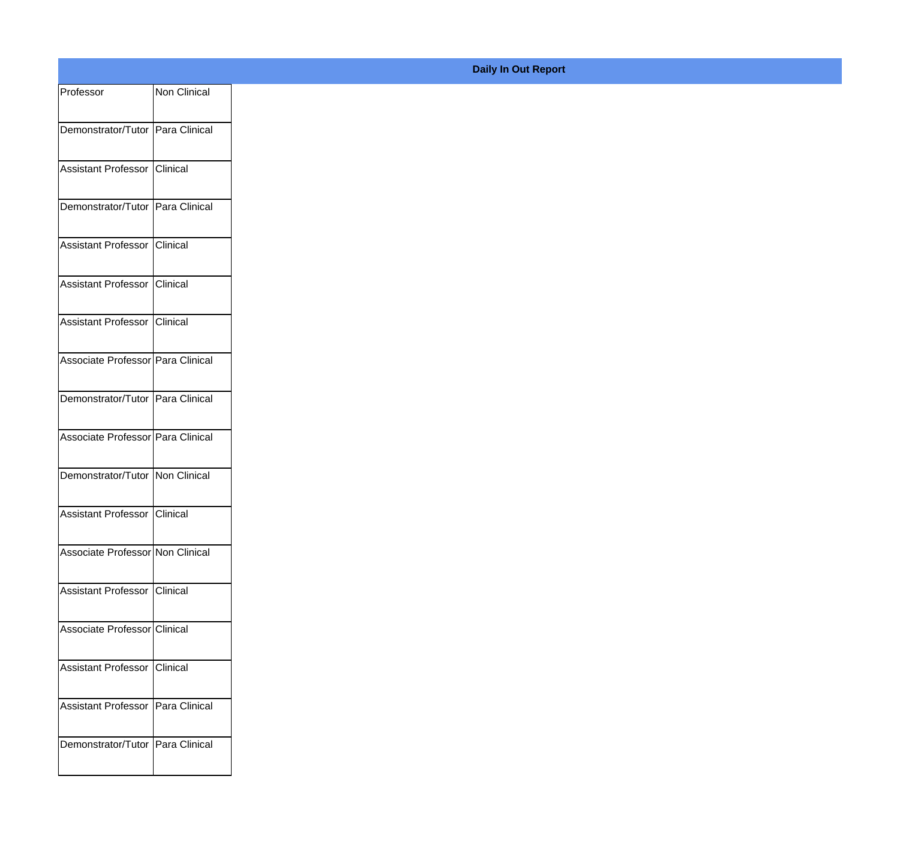**Daily In Out Report**

| | |
|---|---|
| Professor | Non Clinical |
| Demonstrator/Tutor | Para Clinical |
| Assistant Professor | Clinical |
| Demonstrator/Tutor | Para Clinical |
| Assistant Professor | Clinical |
| Assistant Professor | Clinical |
| Assistant Professor | Clinical |
| Associate Professor | Para Clinical |
| Demonstrator/Tutor | Para Clinical |
| Associate Professor | Para Clinical |
| Demonstrator/Tutor | Non Clinical |
| Assistant Professor | Clinical |
| Associate Professor | Non Clinical |
| Assistant Professor | Clinical |
| Associate Professor | Clinical |
| Assistant Professor | Clinical |
| Assistant Professor | Para Clinical |
| Demonstrator/Tutor | Para Clinical |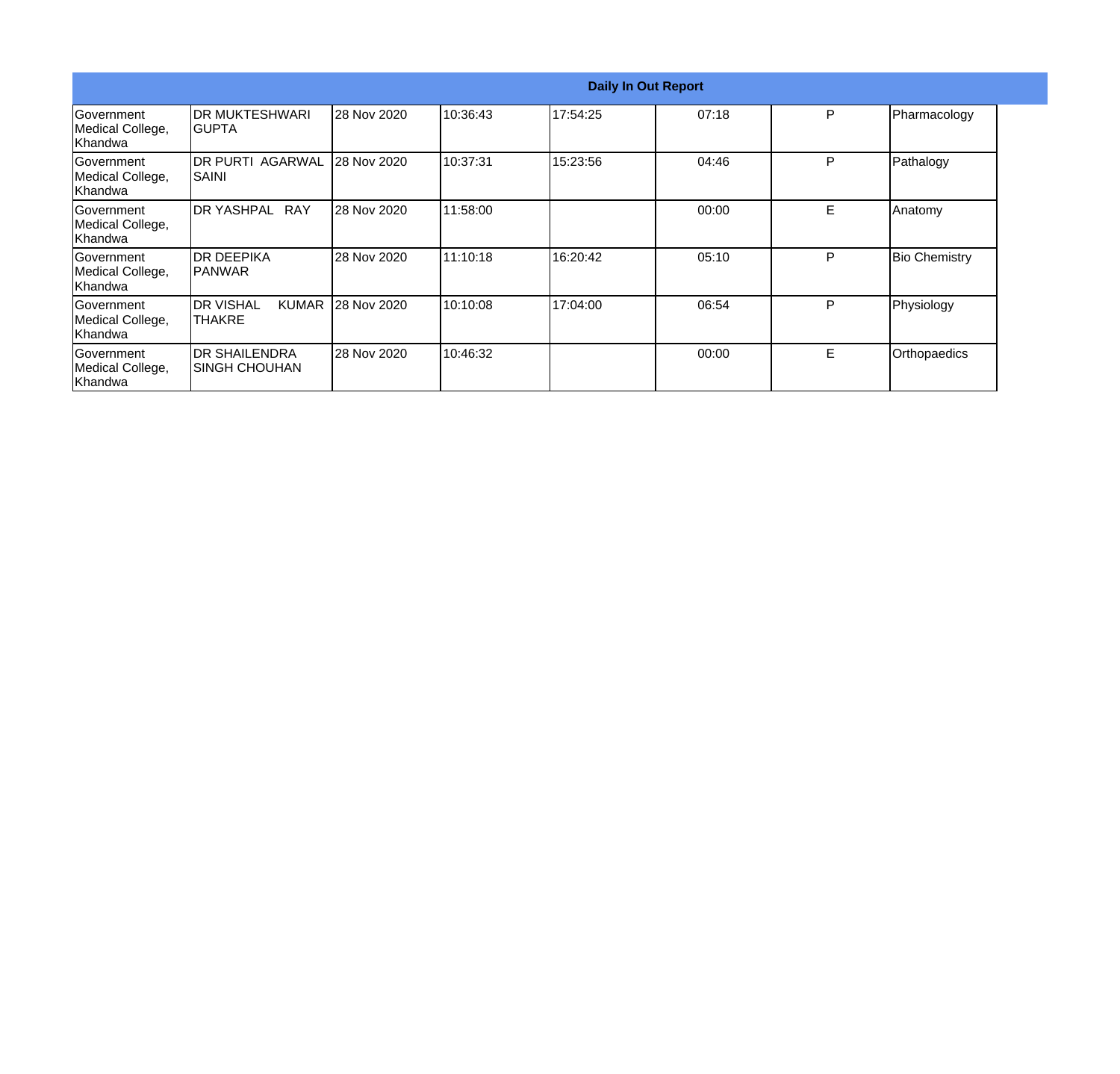| Daily In Out Report | | | | | | | |
|---|---|---|---|---|---|---|---|
| Government Medical College, Khandwa | DR MUKTESHWARI GUPTA | 28 Nov 2020 | 10:36:43 | 17:54:25 | 07:18 | P | Pharmacology |
| Government Medical College, Khandwa | DR PURTI AGARWAL SAINI | 28 Nov 2020 | 10:37:31 | 15:23:56 | 04:46 | P | Pathalogy |
| Government Medical College, Khandwa | DR YASHPAL RAY | 28 Nov 2020 | 11:58:00 | | 00:00 | E | Anatomy |
| Government Medical College, Khandwa | DR DEEPIKA PANWAR | 28 Nov 2020 | 11:10:18 | 16:20:42 | 05:10 | P | Bio Chemistry |
| Government Medical College, Khandwa | DR VISHAL KUMAR THAKRE | 28 Nov 2020 | 10:10:08 | 17:04:00 | 06:54 | P | Physiology |
| Government Medical College, Khandwa | DR SHAILENDRA SINGH CHOUHAN | 28 Nov 2020 | 10:46:32 | | 00:00 | E | Orthopaedics |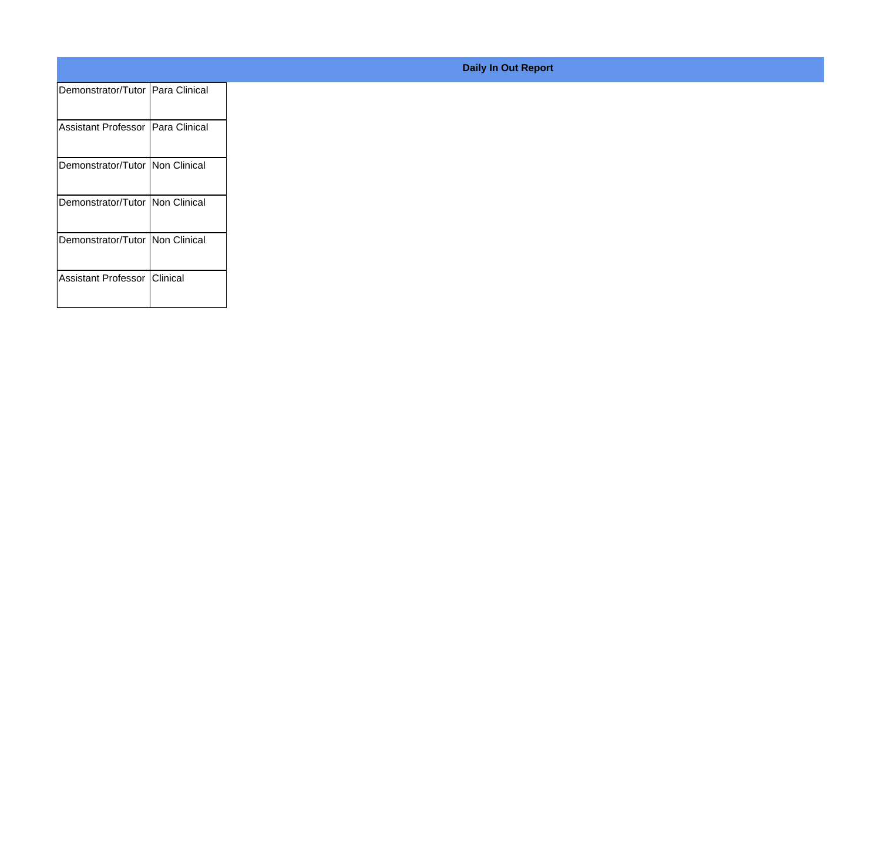**Daily In Out Report**

| | |
|---|---|
| Demonstrator/Tutor | Para Clinical |
| Assistant Professor | Para Clinical |
| Demonstrator/Tutor | Non Clinical |
| Demonstrator/Tutor | Non Clinical |
| Demonstrator/Tutor | Non Clinical |
| Assistant Professor | Clinical |